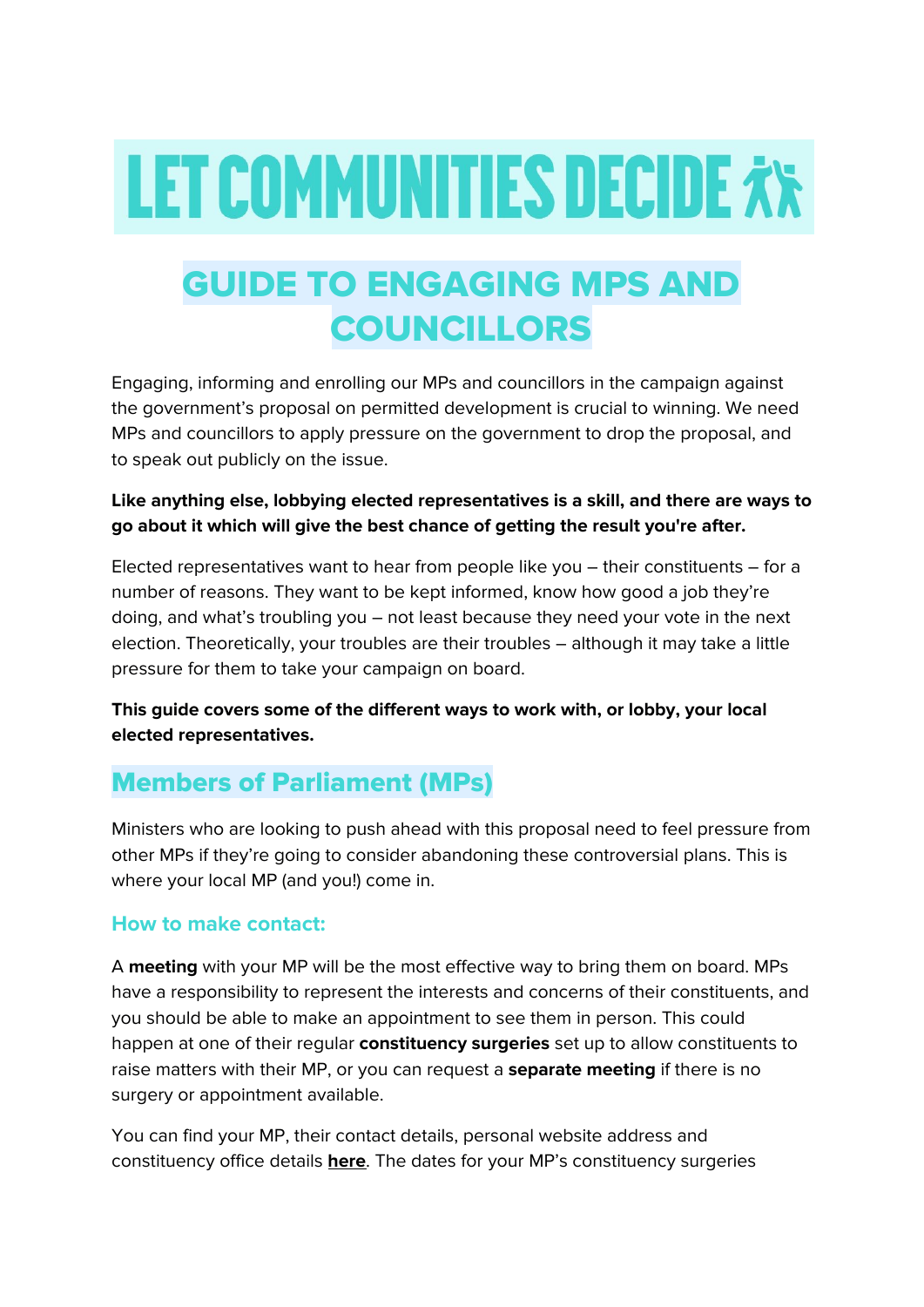# LET COMMUNITIES DECIDE

## GUIDE TO ENGAGING MPS AND COUNCILLORS

Engaging, informing and enrolling our MPs and councillors in the campaign against the government's proposal on permitted development is crucial to winning. We need MPs and councillors to apply pressure on the government to drop the proposal, and to speak out publicly on the issue.

**Like anything else, lobbying elected representatives is a skill, and there are ways to go about it which will give the best chance of getting the result you're after.**

Elected representatives want to hear from people like you – their constituents – for a number of reasons. They want to be kept informed, know how good a job they're doing, and what's troubling you – not least because they need your vote in the next election. Theoretically, your troubles are their troubles – although it may take a little pressure for them to take your campaign on board.

**This guide covers some of the different ways to work with, or lobby, your local elected representatives.**

## Members of Parliament (MPs)

Ministers who are looking to push ahead with this proposal need to feel pressure from other MPs if they're going to consider abandoning these controversial plans. This is where your local MP (and you!) come in.

### How to make contact:

A **meeting** with your MP will be the most effective way to bring them on board. MPs have a responsibility to represent the interests and concerns of their constituents, and you should be able to make an appointment to see them in person. This could happen at one of their regular **constituency surgeries** set up to allow constituents to raise matters with their MP, or you can request a **separate meeting** if there is no surgery or appointment available.

You can find your MP, their contact details, personal website address and constituency office details **here**. The dates for your MP's constituency surgeries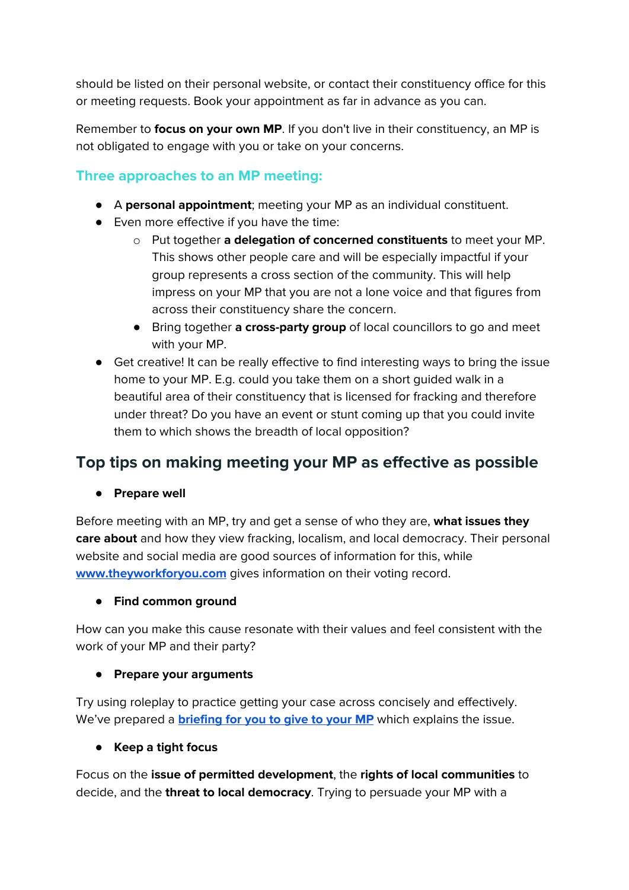should be listed on their personal website, or contact their constituency office for this or meeting requests. Book your appointment as far in advance as you can.

Remember to **focus on your own MP**. If you don't live in their constituency, an MP is not obligated to engage with you or take on your concerns.

### Three approaches to an MP meeting:

- A **personal appointment**; meeting your MP as an individual constituent.
- Even more effective if you have the time:
    - Put together **a delegation of concerned constituents** to meet your MP. This shows other people care and will be especially impactful if your group represents a cross section of the community. This will help impress on your MP that you are not a lone voice and that figures from across their constituency share the concern.
    - Bring together **a cross-party group** of local councillors to go and meet with your MP.
- Get creative! It can be really effective to find interesting ways to bring the issue home to your MP. E.g. could you take them on a short guided walk in a beautiful area of their constituency that is licensed for fracking and therefore under threat? Do you have an event or stunt coming up that you could invite them to which shows the breadth of local opposition?

## Top tips on making meeting your MP as effective as possible

- **Prepare well**

Before meeting with an MP, try and get a sense of who they are, **what issues they care about** and how they view fracking, localism, and local democracy. Their personal website and social media are good sources of information for this, while [www.theyworkforyou.com](www.theyworkforyou.com) gives information on their voting record.

- **Find common ground**

How can you make this cause resonate with their values and feel consistent with the work of your MP and their party?

- **Prepare your arguments**

Try using roleplay to practice getting your case across concisely and effectively. We've prepared a [briefing for you to give to your MP](briefing for you to give to your MP) which explains the issue.

- **Keep a tight focus**

Focus on the **issue of permitted development**, the **rights of local communities** to decide, and the **threat to local democracy**. Trying to persuade your MP with a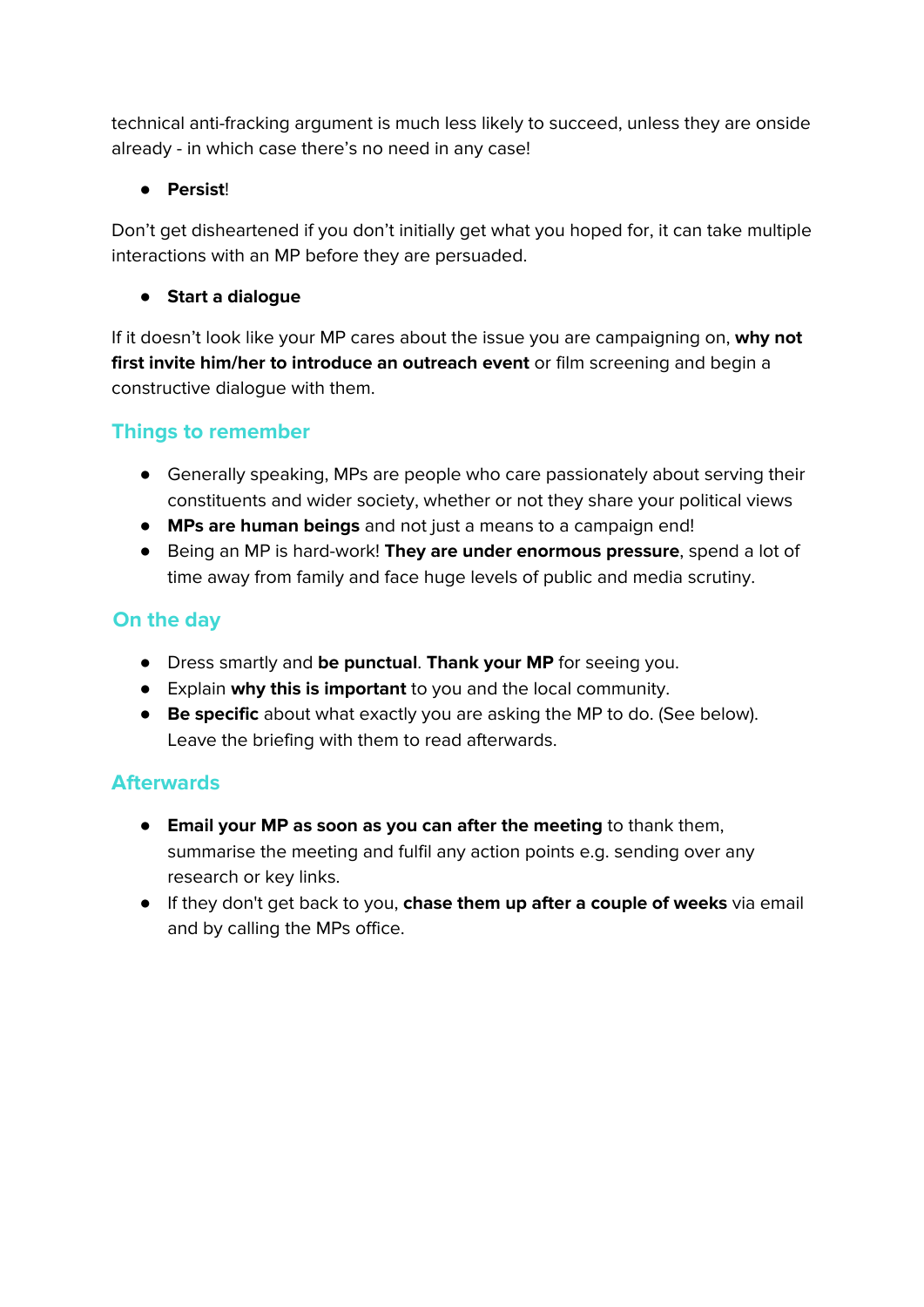technical anti-fracking argument is much less likely to succeed, unless they are onside already - in which case there's no need in any case!

- **Persist**!

Don't get disheartened if you don't initially get what you hoped for, it can take multiple interactions with an MP before they are persuaded.

- **Start a dialogue**

If it doesn't look like your MP cares about the issue you are campaigning on, **why not first invite him/her to introduce an outreach event** or film screening and begin a constructive dialogue with them.

## Things to remember

- Generally speaking, MPs are people who care passionately about serving their constituents and wider society, whether or not they share your political views
- **MPs are human beings** and not just a means to a campaign end!
- Being an MP is hard-work! **They are under enormous pressure**, spend a lot of time away from family and face huge levels of public and media scrutiny.

## On the day

- Dress smartly and **be punctual**. **Thank your MP** for seeing you.
- Explain **why this is important** to you and the local community.
- **Be specific** about what exactly you are asking the MP to do. (See below). Leave the briefing with them to read afterwards.

## Afterwards

- **Email your MP as soon as you can after the meeting** to thank them, summarise the meeting and fulfil any action points e.g. sending over any research or key links.
- If they don't get back to you, **chase them up after a couple of weeks** via email and by calling the MPs office.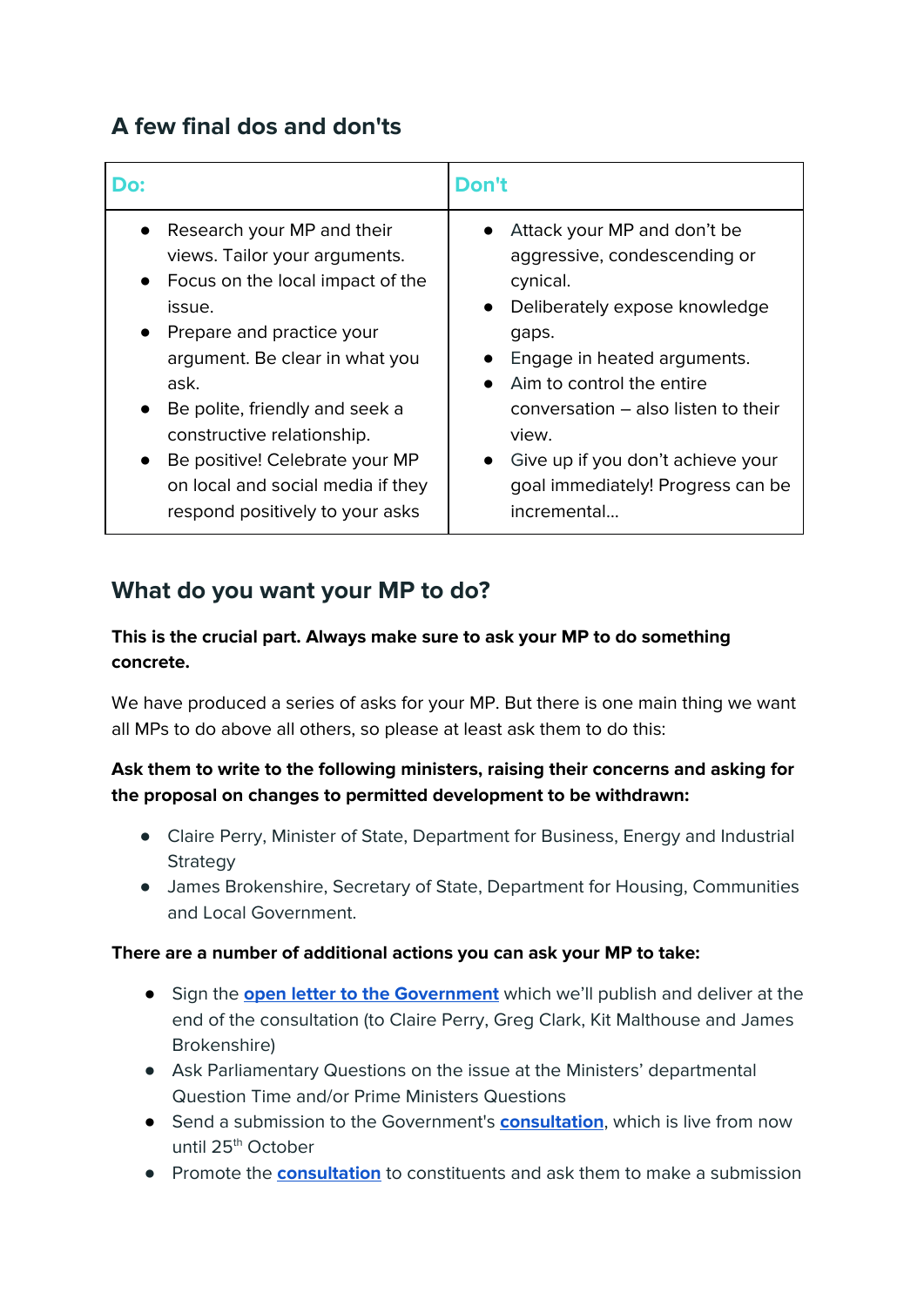## A few final dos and don'ts

| Do: | Don't |
| --- | --- |
| • Research your MP and their views. Tailor your arguments.<br>• Focus on the local impact of the issue.<br>• Prepare and practice your argument. Be clear in what you ask.<br>• Be polite, friendly and seek a constructive relationship.<br>• Be positive! Celebrate your MP on local and social media if they respond positively to your asks | • Attack your MP and don't be aggressive, condescending or cynical.<br>• Deliberately expose knowledge gaps.<br>• Engage in heated arguments.<br>• Aim to control the entire conversation – also listen to their view.<br>• Give up if you don't achieve your goal immediately! Progress can be incremental... |

## What do you want your MP to do?

**This is the crucial part. Always make sure to ask your MP to do something concrete.**

We have produced a series of asks for your MP. But there is one main thing we want all MPs to do above all others, so please at least ask them to do this:

**Ask them to write to the following ministers, raising their concerns and asking for the proposal on changes to permitted development to be withdrawn:**

- Claire Perry, Minister of State, Department for Business, Energy and Industrial Strategy
- James Brokenshire, Secretary of State, Department for Housing, Communities and Local Government.

**There are a number of additional actions you can ask your MP to take:**

- Sign the **open letter to the Government** which we'll publish and deliver at the end of the consultation (to Claire Perry, Greg Clark, Kit Malthouse and James Brokenshire)
- Ask Parliamentary Questions on the issue at the Ministers' departmental Question Time and/or Prime Ministers Questions
- Send a submission to the Government's **consultation**, which is live from now until 25th October
- Promote the **consultation** to constituents and ask them to make a submission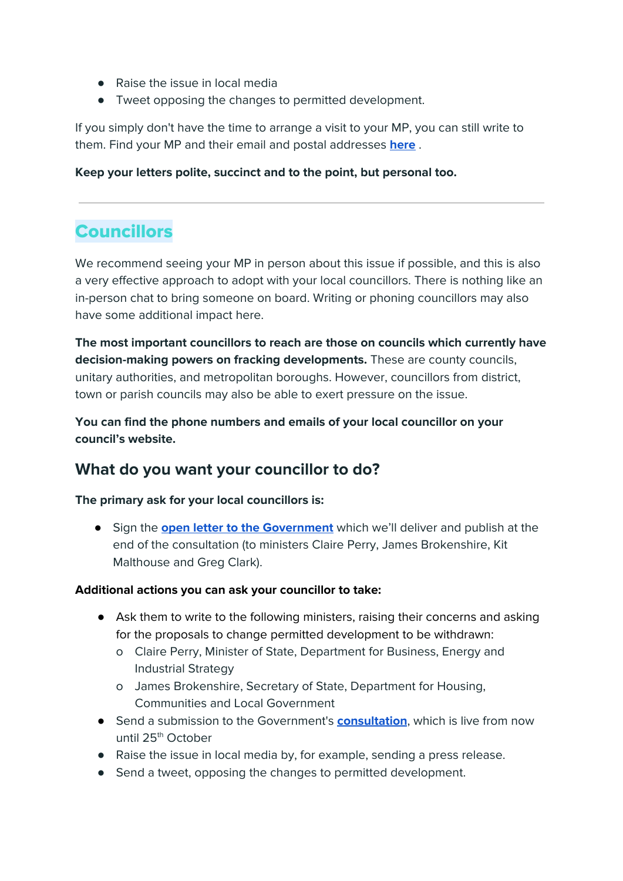- Raise the issue in local media
- Tweet opposing the changes to permitted development.

If you simply don't have the time to arrange a visit to your MP, you can still write to them. Find your MP and their email and postal addresses **here** .

**Keep your letters polite, succinct and to the point, but personal too.**

---

# Councillors

We recommend seeing your MP in person about this issue if possible, and this is also a very effective approach to adopt with your local councillors. There is nothing like an in-person chat to bring someone on board. Writing or phoning councillors may also have some additional impact here.

**The most important councillors to reach are those on councils which currently have decision-making powers on fracking developments.** These are county councils, unitary authorities, and metropolitan boroughs. However, councillors from district, town or parish councils may also be able to exert pressure on the issue.

**You can find the phone numbers and emails of your local councillor on your council's website.**

## What do you want your councillor to do?

**The primary ask for your local councillors is:**

- Sign the **open letter to the Government** which we'll deliver and publish at the end of the consultation (to ministers Claire Perry, James Brokenshire, Kit Malthouse and Greg Clark).

**Additional actions you can ask your councillor to take:**

- Ask them to write to the following ministers, raising their concerns and asking for the proposals to change permitted development to be withdrawn:
  - Claire Perry, Minister of State, Department for Business, Energy and Industrial Strategy
  - James Brokenshire, Secretary of State, Department for Housing, Communities and Local Government
- Send a submission to the Government's **consultation**, which is live from now until 25th October
- Raise the issue in local media by, for example, sending a press release.
- Send a tweet, opposing the changes to permitted development.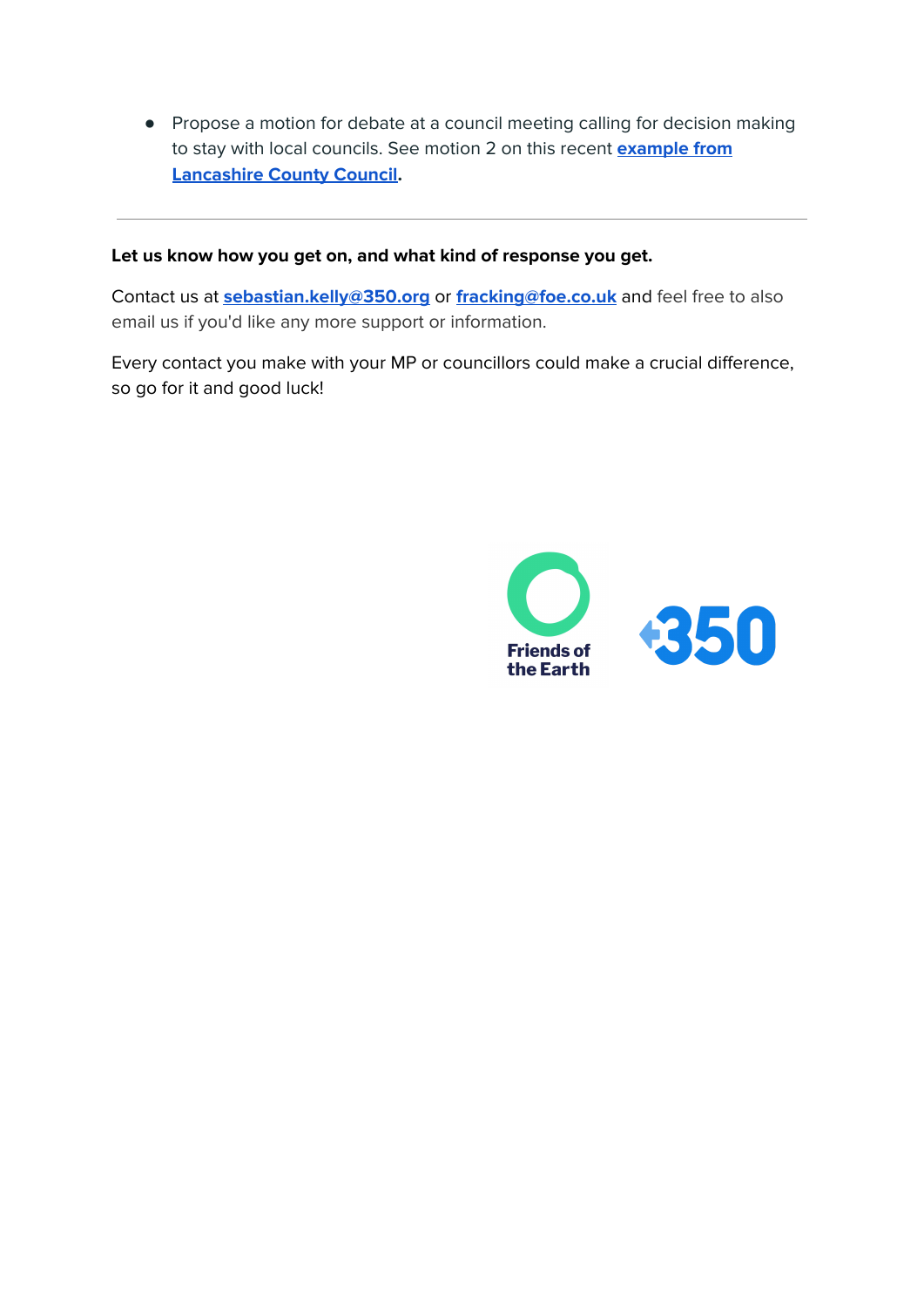- Propose a motion for debate at a council meeting calling for decision making to stay with local councils. See motion 2 on this recent **example from Lancashire County Council**.

---

**Let us know how you get on, and what kind of response you get.**

Contact us at **sebastian.kelly@350.org** or **fracking@foe.co.uk** and feel free to also email us if you'd like any more support or information.

Every contact you make with your MP or councillors could make a crucial difference, so go for it and good luck!

Friends of the Earth

350